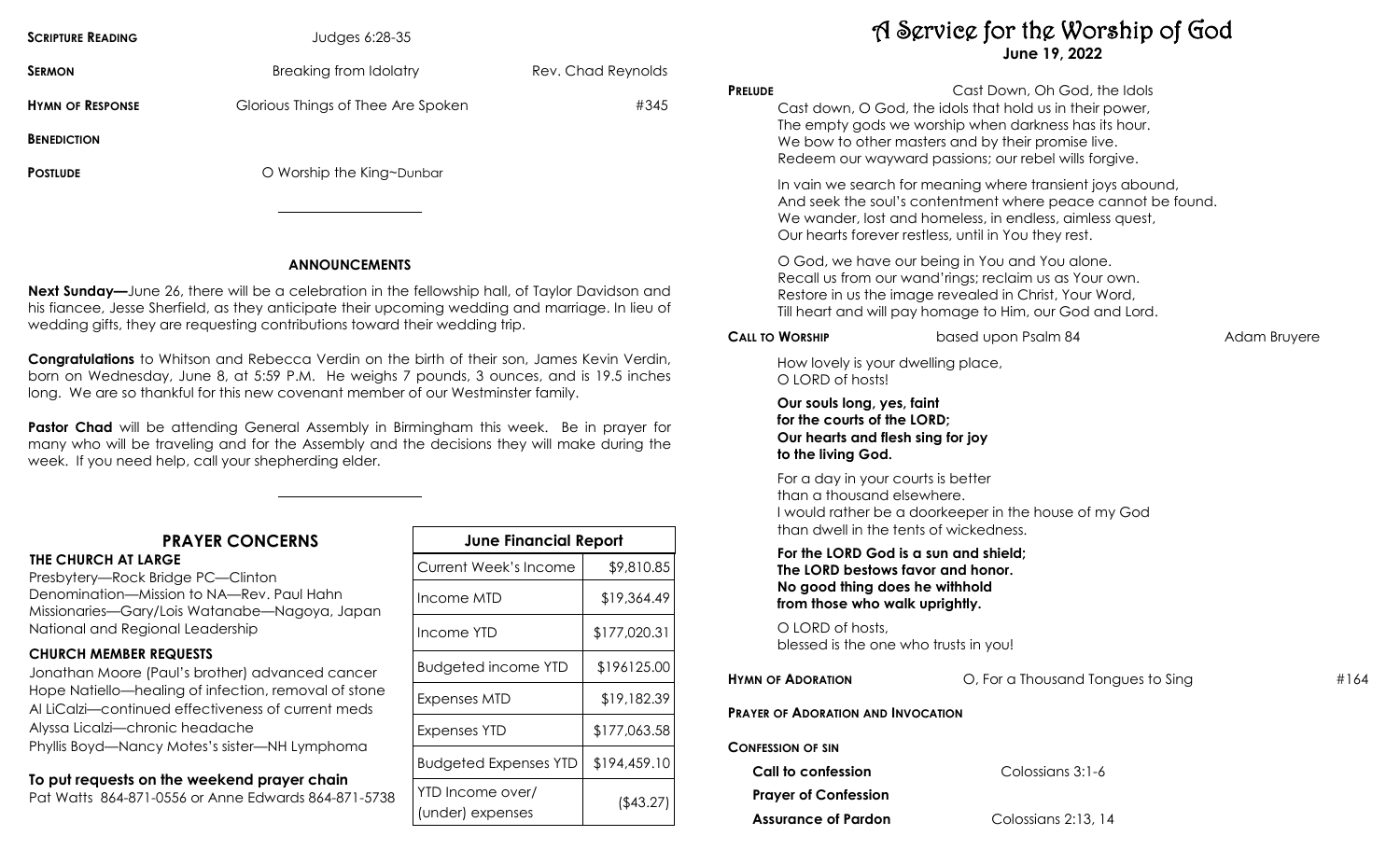**SCRIPTURE READING** Judges 6:28-35

**SERMON** Breaking from Idolatry Rev. Chad Reynolds

**HYMN OF RESPONSE** Glorious Things of Thee Are Spoken #345

**BENEDICTION**

**POSTLUDE** O Worship the King~Dunbar

---

## ANNOUNCEMENTS

**Next Sunday—**June 26, there will be a celebration in the fellowship hall, of Taylor Davidson and his fiancee, Jesse Sherfield, as they anticipate their upcoming wedding and marriage. In lieu of wedding gifts, they are requesting contributions toward their wedding trip.

**Congratulations** to Whitson and Rebecca Verdin on the birth of their son, James Kevin Verdin, born on Wednesday, June 8, at 5:59 P.M. He weighs 7 pounds, 3 ounces, and is 19.5 inches long. We are so thankful for this new covenant member of our Westminster family.

**Pastor Chad** will be attending General Assembly in Birmingham this week. Be in prayer for many who will be traveling and for the Assembly and the decisions they will make during the week. If you need help, call your shepherding elder.

---

## PRAYER CONCERNS

### THE CHURCH AT LARGE

Presbytery—Rock Bridge PC—Clinton
Denomination—Mission to NA—Rev. Paul Hahn
Missionaries—Gary/Lois Watanabe—Nagoya, Japan
National and Regional Leadership

### CHURCH MEMBER REQUESTS

Jonathan Moore (Paul's brother) advanced cancer
Hope Natiello—healing of infection, removal of stone
Al LiCalzi—continued effectiveness of current meds
Alyssa Licalzi—chronic headache
Phyllis Boyd—Nancy Motes's sister—NH Lymphoma

**To put requests on the weekend prayer chain**
Pat Watts 864-871-0556 or Anne Edwards 864-871-5738

| June Financial Report | |
|---|---|
| Current Week's Income | $9,810.85 |
| Income MTD | $19,364.49 |
| Income YTD | $177,020.31 |
| Budgeted income YTD | $196125.00 |
| Expenses MTD | $19,182.39 |
| Expenses YTD | $177,063.58 |
| Budgeted Expenses YTD | $194,459.10 |
| YTD Income over/ (under) expenses | ($43.27) |

# A Service for the Worship of God

**June 19, 2022**

**PRELUDE** Cast Down, Oh God, the Idols

Cast down, O God, the idols that hold us in their power,
The empty gods we worship when darkness has its hour.
We bow to other masters and by their promise live.
Redeem our wayward passions; our rebel wills forgive.

In vain we search for meaning where transient joys abound,
And seek the soul's contentment where peace cannot be found.
We wander, lost and homeless, in endless, aimless quest,
Our hearts forever restless, until in You they rest.

O God, we have our being in You and You alone.
Recall us from our wand'rings; reclaim us as Your own.
Restore in us the image revealed in Christ, Your Word,
Till heart and will pay homage to Him, our God and Lord.

**CALL TO WORSHIP** based upon Psalm 84 Adam Bruyere

How lovely is your dwelling place,
O LORD of hosts!

**Our souls long, yes, faint**
**for the courts of the LORD;**
**Our hearts and flesh sing for joy**
**to the living God.**

For a day in your courts is better
than a thousand elsewhere.
I would rather be a doorkeeper in the house of my God
than dwell in the tents of wickedness.

**For the LORD God is a sun and shield;**
**The LORD bestows favor and honor.**
**No good thing does he withhold**
**from those who walk uprightly.**

O LORD of hosts,
blessed is the one who trusts in you!

**HYMN OF ADORATION** O, For a Thousand Tongues to Sing #164

**PRAYER OF ADORATION AND INVOCATION**

**CONFESSION OF SIN**

**Call to confession** Colossians 3:1-6

**Prayer of Confession**

**Assurance of Pardon** Colossians 2:13, 14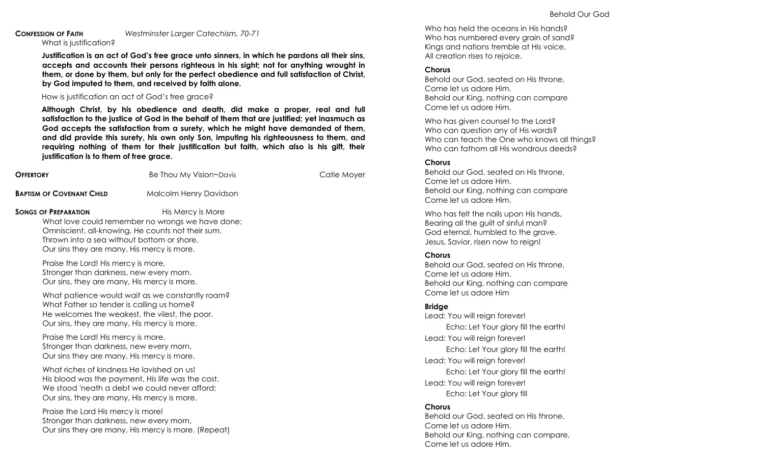**CONFESSION OF FAITH** *Westminster Larger Catechism, 70-71*

What is justification?

**Justification is an act of God's free grace unto sinners, in which he pardons all their sins, accepts and accounts their persons righteous in his sight; not for anything wrought in them, or done by them, but only for the perfect obedience and full satisfaction of Christ, by God imputed to them, and received by faith alone.**

How is justification an act of God's free grace?

**Although Christ, by his obedience and death, did make a proper, real and full satisfaction to the justice of God in the behalf of them that are justified; yet inasmuch as God accepts the satisfaction from a surety, which he might have demanded of them, and did provide this surety, his own only Son, imputing his righteousness to them, and requiring nothing of them for their justification but faith, which also is his gift, their justification is to them of free grace.**

**OFFERTORY** Be Thou My Vision~Davis Catie Moyer

**BAPTISM OF COVENANT CHILD** Malcolm Henry Davidson

**SONGS OF PREPARATION** His Mercy is More

What love could remember no wrongs we have done;
Omniscient, all-knowing, He counts not their sum.
Thrown into a sea without bottom or shore,
Our sins they are many, His mercy is more.

Praise the Lord! His mercy is more,
Stronger than darkness, new every morn.
Our sins, they are many, His mercy is more.

What patience would wait as we constantly roam?
What Father so tender is calling us home?
He welcomes the weakest, the vilest, the poor.
Our sins, they are many, His mercy is more.

Praise the Lord! His mercy is more.
Stronger than darkness, new every morn.
Our sins they are many, His mercy is more.

What riches of kindness He lavished on us!
His blood was the payment, His life was the cost.
We stood 'neath a debt we could never afford;
Our sins, they are many, His mercy is more.

Praise the Lord His mercy is more!
Stronger than darkness, new every morn,
Our sins they are many, His mercy is more. (Repeat)

Behold Our God

Who has held the oceans in His hands?
Who has numbered every grain of sand?
Kings and nations tremble at His voice.
All creation rises to rejoice.

**Chorus**

Behold our God, seated on His throne,
Come let us adore Him.
Behold our King, nothing can compare
Come let us adore Him.

Who has given counsel to the Lord?
Who can question any of His words?
Who can teach the One who knows all things?
Who can fathom all His wondrous deeds?

**Chorus**

Behold our God, seated on His throne,
Come let us adore Him.
Behold our King, nothing can compare
Come let us adore Him.

Who has felt the nails upon His hands,
Bearing all the guilt of sinful man?
God eternal, humbled to the grave.
Jesus, Savior, risen now to reign!

**Chorus**

Behold our God, seated on His throne,
Come let us adore Him.
Behold our King, nothing can compare
Come let us adore Him

**Bridge**

Lead: You will reign forever!
Echo: Let Your glory fill the earth!
Lead: You will reign forever!
Echo: Let Your glory fill the earth!
Lead: You will reign forever!
Echo: Let Your glory fill the earth!
Lead: You will reign forever!
Echo: Let Your glory fill

**Chorus**

Behold our God, seated on His throne,
Come let us adore Him.
Behold our King, nothing can compare,
Come let us adore Him.